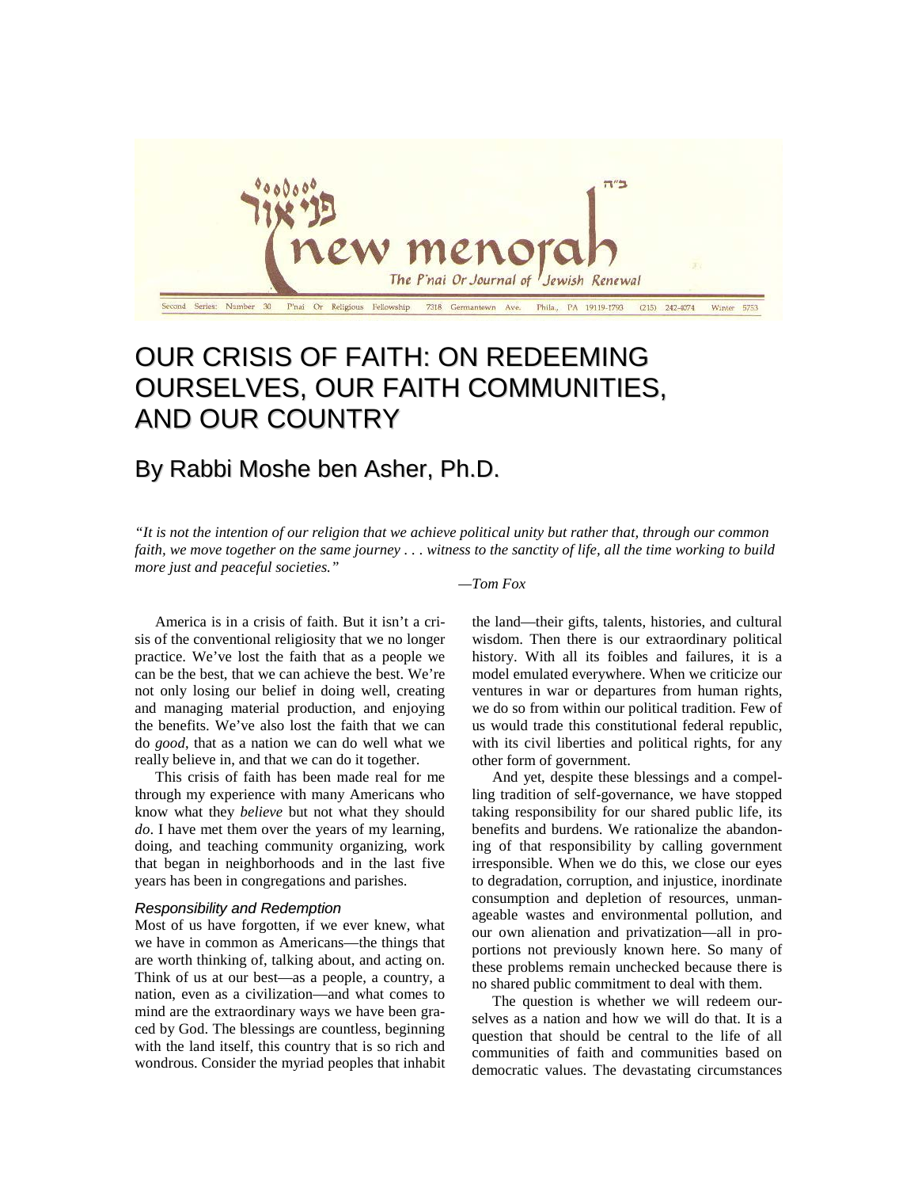# OUR CRISIS OF FAITH: ON REDEEMING OURSELVES, OUR FAITH COMMUNITIES, AND OUR COUNTRY

## By Rabbi Moshe ben Asher, Ph.D.

*"It is not the intention of our religion that we achieve political unity but rather that, through our common faith, we move together on the same journey . . . witness to the sanctity of life, all the time working to build more just and peaceful societies."*

*—Tom Fox*

America is in a crisis of faith. But it isn't a crisis of the conventional religiosity that we no longer practice. We've lost the faith that as a people we can be the best, that we can achieve the best. We're not only losing our belief in doing well, creating and managing material production, and enjoying the benefits. We've also lost the faith that we can do *good*, that as a nation we can do well what we really believe in, and that we can do it together.

This crisis of faith has been made real for me through my experience with many Americans who know what they *believe* but not what they should *do*. I have met them over the years of my learning, doing, and teaching community organizing, work that began in neighborhoods and in the last five years has been in congregations and parishes.

### *Responsibility and Redemption*

Most of us have forgotten, if we ever knew, what we have in common as Americans—the things that are worth thinking of, talking about, and acting on. Think of us at our best—as a people, a country, a nation, even as a civilization—and what comes to mind are the extraordinary ways we have been graced by God. The blessings are countless, beginning with the land itself, this country that is so rich and wondrous. Consider the myriad peoples that inhabit the land—their gifts, talents, histories, and cultural wisdom. Then there is our extraordinary political history. With all its foibles and failures, it is a model emulated everywhere. When we criticize our ventures in war or departures from human rights, we do so from within our political tradition. Few of us would trade this constitutional federal republic, with its civil liberties and political rights, for any other form of government.

And yet, despite these blessings and a compelling tradition of self-governance, we have stopped taking responsibility for our shared public life, its benefits and burdens. We rationalize the abandoning of that responsibility by calling government irresponsible. When we do this, we close our eyes to degradation, corruption, and injustice, inordinate consumption and depletion of resources, unmanageable wastes and environmental pollution, and our own alienation and privatization—all in proportions not previously known here. So many of these problems remain unchecked because there is no shared public commitment to deal with them.

The question is whether we will redeem ourselves as a nation and how we will do that. It is a question that should be central to the life of all communities of faith and communities based on democratic values. The devastating circumstances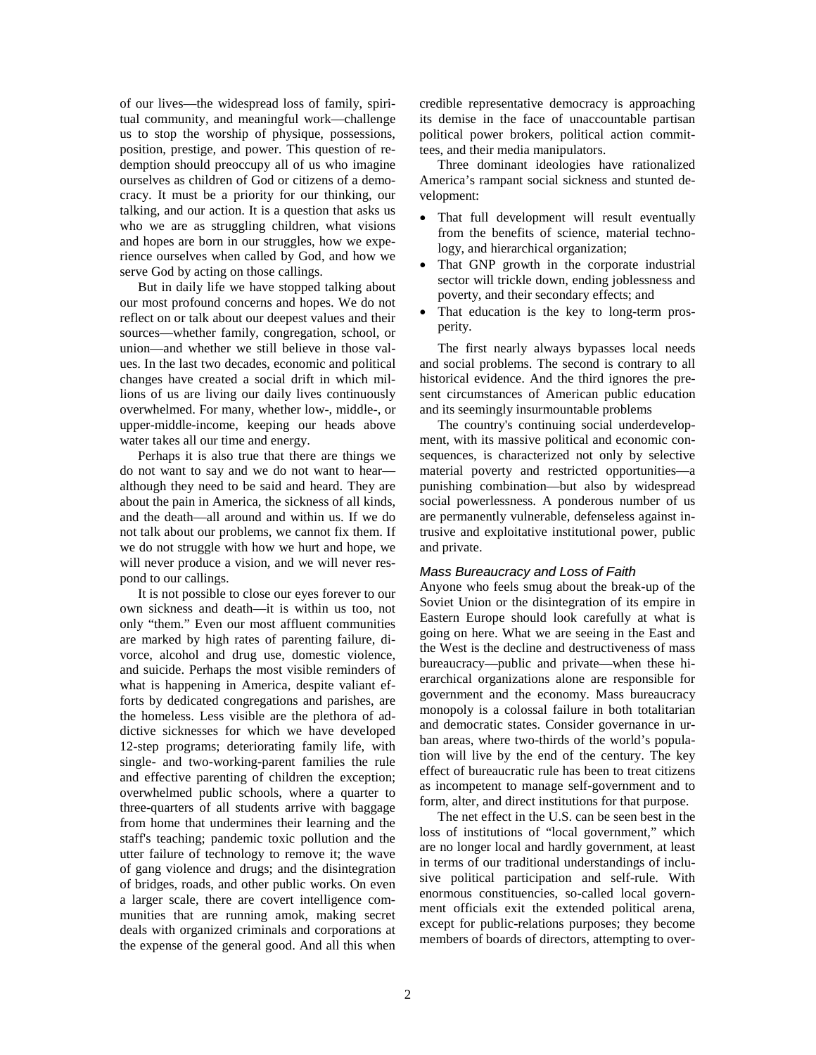of our lives—the widespread loss of family, spiritual community, and meaningful work—challenge us to stop the worship of physique, possessions, position, prestige, and power. This question of redemption should preoccupy all of us who imagine ourselves as children of God or citizens of a democracy. It must be a priority for our thinking, our talking, and our action. It is a question that asks us who we are as struggling children, what visions and hopes are born in our struggles, how we experience ourselves when called by God, and how we serve God by acting on those callings.

But in daily life we have stopped talking about our most profound concerns and hopes. We do not reflect on or talk about our deepest values and their sources—whether family, congregation, school, or union—and whether we still believe in those values. In the last two decades, economic and political changes have created a social drift in which millions of us are living our daily lives continuously overwhelmed. For many, whether low-, middle-, or upper-middle-income, keeping our heads above water takes all our time and energy.

Perhaps it is also true that there are things we do not want to say and we do not want to hear—although they need to be said and heard. They are about the pain in America, the sickness of all kinds, and the death—all around and within us. If we do not talk about our problems, we cannot fix them. If we do not struggle with how we hurt and hope, we will never produce a vision, and we will never respond to our callings.

It is not possible to close our eyes forever to our own sickness and death—it is within us too, not only "them." Even our most affluent communities are marked by high rates of parenting failure, divorce, alcohol and drug use, domestic violence, and suicide. Perhaps the most visible reminders of what is happening in America, despite valiant efforts by dedicated congregations and parishes, are the homeless. Less visible are the plethora of addictive sicknesses for which we have developed 12-step programs; deteriorating family life, with single- and two-working-parent families the rule and effective parenting of children the exception; overwhelmed public schools, where a quarter to three-quarters of all students arrive with baggage from home that undermines their learning and the staff's teaching; pandemic toxic pollution and the utter failure of technology to remove it; the wave of gang violence and drugs; and the disintegration of bridges, roads, and other public works. On even a larger scale, there are covert intelligence communities that are running amok, making secret deals with organized criminals and corporations at the expense of the general good. And all this when credible representative democracy is approaching its demise in the face of unaccountable partisan political power brokers, political action committees, and their media manipulators.

Three dominant ideologies have rationalized America's rampant social sickness and stunted development:

- That full development will result eventually from the benefits of science, material technology, and hierarchical organization;
- That GNP growth in the corporate industrial sector will trickle down, ending joblessness and poverty, and their secondary effects; and
- That education is the key to long-term prosperity.

The first nearly always bypasses local needs and social problems. The second is contrary to all historical evidence. And the third ignores the present circumstances of American public education and its seemingly insurmountable problems

The country's continuing social underdevelopment, with its massive political and economic consequences, is characterized not only by selective material poverty and restricted opportunities—a punishing combination—but also by widespread social powerlessness. A ponderous number of us are permanently vulnerable, defenseless against intrusive and exploitative institutional power, public and private.

### *Mass Bureaucracy and Loss of Faith*

Anyone who feels smug about the break-up of the Soviet Union or the disintegration of its empire in Eastern Europe should look carefully at what is going on here. What we are seeing in the East and the West is the decline and destructiveness of mass bureaucracy—public and private—when these hierarchical organizations alone are responsible for government and the economy. Mass bureaucracy monopoly is a colossal failure in both totalitarian and democratic states. Consider governance in urban areas, where two-thirds of the world's population will live by the end of the century. The key effect of bureaucratic rule has been to treat citizens as incompetent to manage self-government and to form, alter, and direct institutions for that purpose.

The net effect in the U.S. can be seen best in the loss of institutions of "local government," which are no longer local and hardly government, at least in terms of our traditional understandings of inclusive political participation and self-rule. With enormous constituencies, so-called local government officials exit the extended political arena, except for public-relations purposes; they become members of boards of directors, attempting to over-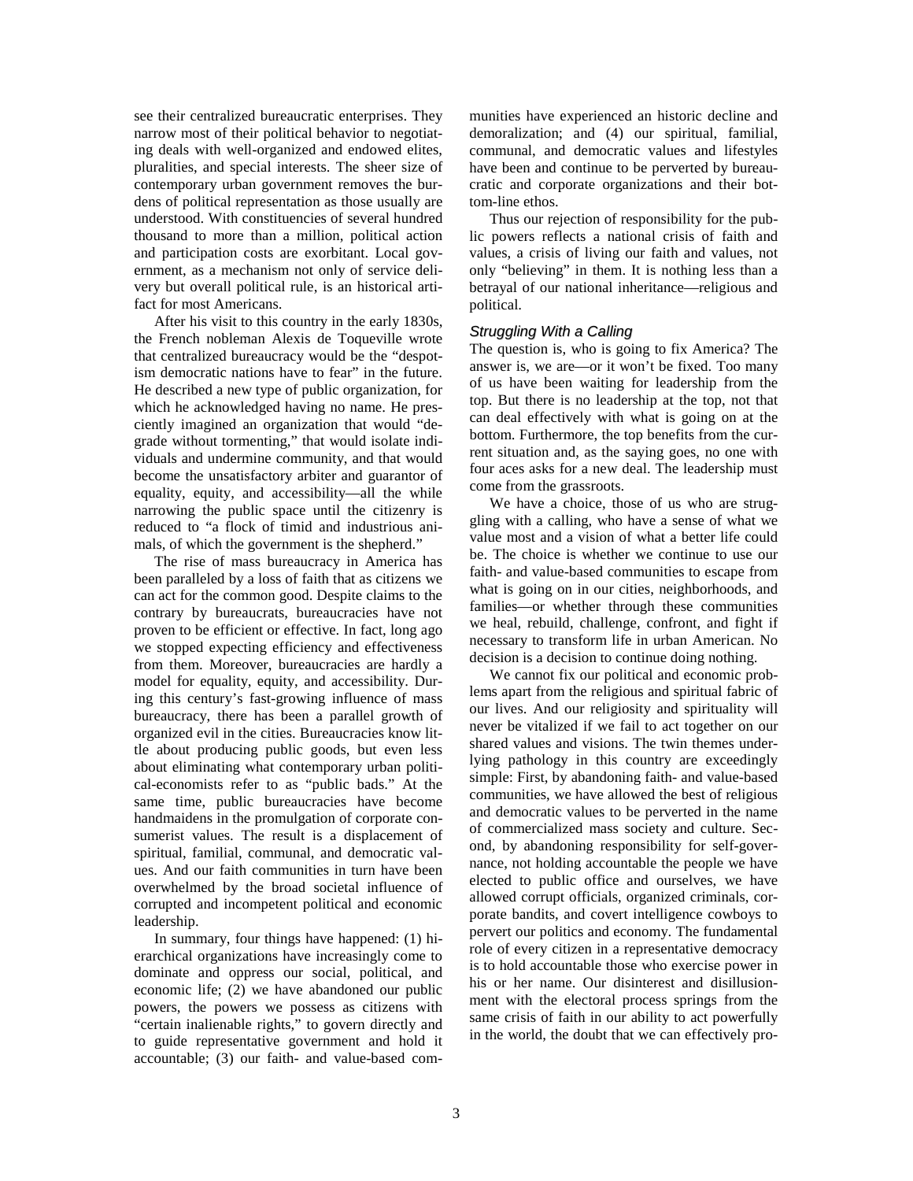see their centralized bureaucratic enterprises. They narrow most of their political behavior to negotiating deals with well-organized and endowed elites, pluralities, and special interests. The sheer size of contemporary urban government removes the burdens of political representation as those usually are understood. With constituencies of several hundred thousand to more than a million, political action and participation costs are exorbitant. Local government, as a mechanism not only of service delivery but overall political rule, is an historical artifact for most Americans.

After his visit to this country in the early 1830s, the French nobleman Alexis de Toqueville wrote that centralized bureaucracy would be the "despotism democratic nations have to fear" in the future. He described a new type of public organization, for which he acknowledged having no name. He presciently imagined an organization that would "degrade without tormenting," that would isolate individuals and undermine community, and that would become the unsatisfactory arbiter and guarantor of equality, equity, and accessibility—all the while narrowing the public space until the citizenry is reduced to "a flock of timid and industrious animals, of which the government is the shepherd."

The rise of mass bureaucracy in America has been paralleled by a loss of faith that as citizens we can act for the common good. Despite claims to the contrary by bureaucrats, bureaucracies have not proven to be efficient or effective. In fact, long ago we stopped expecting efficiency and effectiveness from them. Moreover, bureaucracies are hardly a model for equality, equity, and accessibility. During this century's fast-growing influence of mass bureaucracy, there has been a parallel growth of organized evil in the cities. Bureaucracies know little about producing public goods, but even less about eliminating what contemporary urban political-economists refer to as "public bads." At the same time, public bureaucracies have become handmaidens in the promulgation of corporate consumerist values. The result is a displacement of spiritual, familial, communal, and democratic values. And our faith communities in turn have been overwhelmed by the broad societal influence of corrupted and incompetent political and economic leadership.

In summary, four things have happened: (1) hierarchical organizations have increasingly come to dominate and oppress our social, political, and economic life; (2) we have abandoned our public powers, the powers we possess as citizens with "certain inalienable rights," to govern directly and to guide representative government and hold it accountable; (3) our faith- and value-based communities have experienced an historic decline and demoralization; and (4) our spiritual, familial, communal, and democratic values and lifestyles have been and continue to be perverted by bureaucratic and corporate organizations and their bottom-line ethos.

Thus our rejection of responsibility for the public powers reflects a national crisis of faith and values, a crisis of living our faith and values, not only "believing" in them. It is nothing less than a betrayal of our national inheritance—religious and political.

### *Struggling With a Calling*

The question is, who is going to fix America? The answer is, we are—or it won't be fixed. Too many of us have been waiting for leadership from the top. But there is no leadership at the top, not that can deal effectively with what is going on at the bottom. Furthermore, the top benefits from the current situation and, as the saying goes, no one with four aces asks for a new deal. The leadership must come from the grassroots.

We have a choice, those of us who are struggling with a calling, who have a sense of what we value most and a vision of what a better life could be. The choice is whether we continue to use our faith- and value-based communities to escape from what is going on in our cities, neighborhoods, and families—or whether through these communities we heal, rebuild, challenge, confront, and fight if necessary to transform life in urban American. No decision is a decision to continue doing nothing.

We cannot fix our political and economic problems apart from the religious and spiritual fabric of our lives. And our religiosity and spirituality will never be vitalized if we fail to act together on our shared values and visions. The twin themes underlying pathology in this country are exceedingly simple: First, by abandoning faith- and value-based communities, we have allowed the best of religious and democratic values to be perverted in the name of commercialized mass society and culture. Second, by abandoning responsibility for self-governance, not holding accountable the people we have elected to public office and ourselves, we have allowed corrupt officials, organized criminals, corporate bandits, and covert intelligence cowboys to pervert our politics and economy. The fundamental role of every citizen in a representative democracy is to hold accountable those who exercise power in his or her name. Our disinterest and disillusionment with the electoral process springs from the same crisis of faith in our ability to act powerfully in the world, the doubt that we can effectively pro-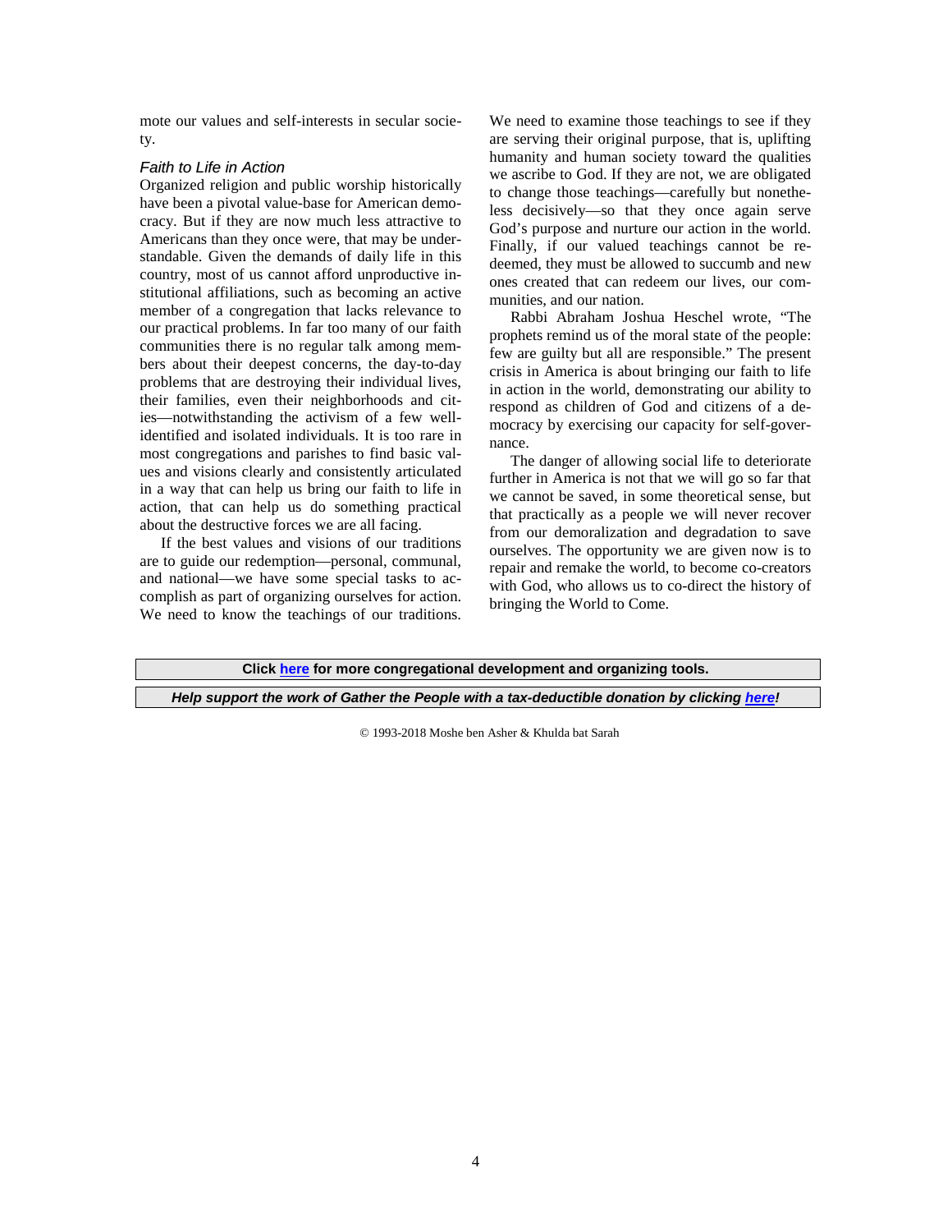mote our values and self-interests in secular society.

### *Faith to Life in Action*

Organized religion and public worship historically have been a pivotal value-base for American democracy. But if they are now much less attractive to Americans than they once were, that may be understandable. Given the demands of daily life in this country, most of us cannot afford unproductive institutional affiliations, such as becoming an active member of a congregation that lacks relevance to our practical problems. In far too many of our faith communities there is no regular talk among members about their deepest concerns, the day-to-day problems that are destroying their individual lives, their families, even their neighborhoods and cities—notwithstanding the activism of a few well-identified and isolated individuals. It is too rare in most congregations and parishes to find basic values and visions clearly and consistently articulated in a way that can help us bring our faith to life in action, that can help us do something practical about the destructive forces we are all facing.

If the best values and visions of our traditions are to guide our redemption—personal, communal, and national—we have some special tasks to accomplish as part of organizing ourselves for action. We need to know the teachings of our traditions. We need to examine those teachings to see if they are serving their original purpose, that is, uplifting humanity and human society toward the qualities we ascribe to God. If they are not, we are obligated to change those teachings—carefully but nonetheless decisively—so that they once again serve God's purpose and nurture our action in the world. Finally, if our valued teachings cannot be redeemed, they must be allowed to succumb and new ones created that can redeem our lives, our communities, and our nation.

Rabbi Abraham Joshua Heschel wrote, "The prophets remind us of the moral state of the people: few are guilty but all are responsible." The present crisis in America is about bringing our faith to life in action in the world, demonstrating our ability to respond as children of God and citizens of a democracy by exercising our capacity for self-governance.

The danger of allowing social life to deteriorate further in America is not that we will go so far that we cannot be saved, in some theoretical sense, but that practically as a people we will never recover from our demoralization and degradation to save ourselves. The opportunity we are given now is to repair and remake the world, to become co-creators with God, who allows us to co-direct the history of bringing the World to Come.

**Click here for more congregational development and organizing tools.**

***Help support the work of Gather the People with a tax-deductible donation by clicking here!***

© 1993-2018 Moshe ben Asher & Khulda bat Sarah